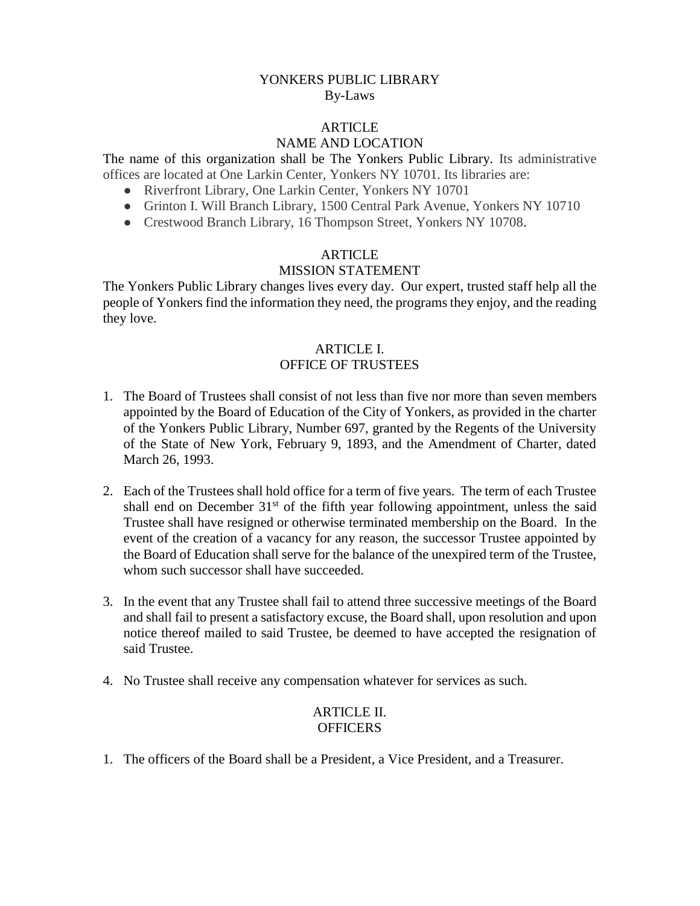# YONKERS PUBLIC LIBRARY
## By-Laws

## ARTICLE
## NAME AND LOCATION

The name of this organization shall be The Yonkers Public Library. Its administrative offices are located at One Larkin Center, Yonkers NY 10701. Its libraries are:

- Riverfront Library, One Larkin Center, Yonkers NY 10701
- Grinton I. Will Branch Library, 1500 Central Park Avenue, Yonkers NY 10710
- Crestwood Branch Library, 16 Thompson Street, Yonkers NY 10708.

## ARTICLE
## MISSION STATEMENT

The Yonkers Public Library changes lives every day. Our expert, trusted staff help all the people of Yonkers find the information they need, the programs they enjoy, and the reading they love.

## ARTICLE I.
## OFFICE OF TRUSTEES

1. The Board of Trustees shall consist of not less than five nor more than seven members appointed by the Board of Education of the City of Yonkers, as provided in the charter of the Yonkers Public Library, Number 697, granted by the Regents of the University of the State of New York, February 9, 1893, and the Amendment of Charter, dated March 26, 1993.

2. Each of the Trustees shall hold office for a term of five years. The term of each Trustee shall end on December 31st of the fifth year following appointment, unless the said Trustee shall have resigned or otherwise terminated membership on the Board. In the event of the creation of a vacancy for any reason, the successor Trustee appointed by the Board of Education shall serve for the balance of the unexpired term of the Trustee, whom such successor shall have succeeded.

3. In the event that any Trustee shall fail to attend three successive meetings of the Board and shall fail to present a satisfactory excuse, the Board shall, upon resolution and upon notice thereof mailed to said Trustee, be deemed to have accepted the resignation of said Trustee.

4. No Trustee shall receive any compensation whatever for services as such.

## ARTICLE II.
## OFFICERS

1. The officers of the Board shall be a President, a Vice President, and a Treasurer.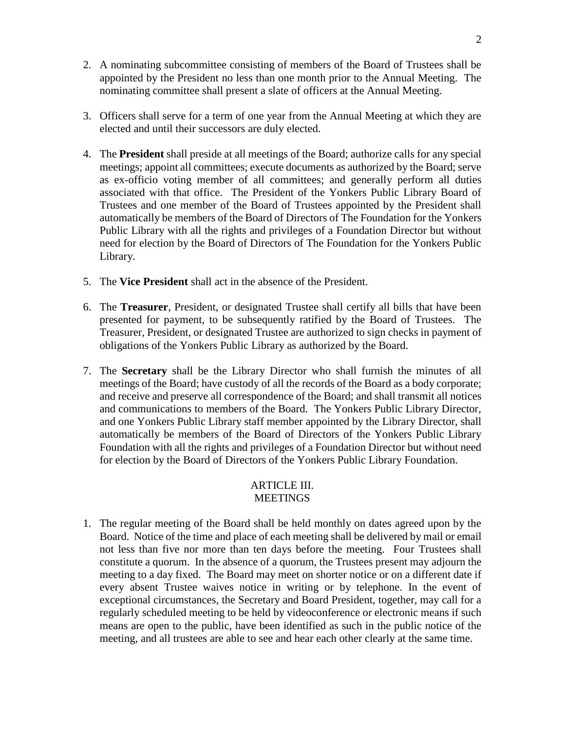2. A nominating subcommittee consisting of members of the Board of Trustees shall be appointed by the President no less than one month prior to the Annual Meeting. The nominating committee shall present a slate of officers at the Annual Meeting.

3. Officers shall serve for a term of one year from the Annual Meeting at which they are elected and until their successors are duly elected.

4. The **President** shall preside at all meetings of the Board; authorize calls for any special meetings; appoint all committees; execute documents as authorized by the Board; serve as ex-officio voting member of all committees; and generally perform all duties associated with that office. The President of the Yonkers Public Library Board of Trustees and one member of the Board of Trustees appointed by the President shall automatically be members of the Board of Directors of The Foundation for the Yonkers Public Library with all the rights and privileges of a Foundation Director but without need for election by the Board of Directors of The Foundation for the Yonkers Public Library.

5. The **Vice President** shall act in the absence of the President.

6. The **Treasurer**, President, or designated Trustee shall certify all bills that have been presented for payment, to be subsequently ratified by the Board of Trustees. The Treasurer, President, or designated Trustee are authorized to sign checks in payment of obligations of the Yonkers Public Library as authorized by the Board.

7. The **Secretary** shall be the Library Director who shall furnish the minutes of all meetings of the Board; have custody of all the records of the Board as a body corporate; and receive and preserve all correspondence of the Board; and shall transmit all notices and communications to members of the Board. The Yonkers Public Library Director, and one Yonkers Public Library staff member appointed by the Library Director, shall automatically be members of the Board of Directors of the Yonkers Public Library Foundation with all the rights and privileges of a Foundation Director but without need for election by the Board of Directors of the Yonkers Public Library Foundation.

## ARTICLE III. MEETINGS

1. The regular meeting of the Board shall be held monthly on dates agreed upon by the Board. Notice of the time and place of each meeting shall be delivered by mail or email not less than five nor more than ten days before the meeting. Four Trustees shall constitute a quorum. In the absence of a quorum, the Trustees present may adjourn the meeting to a day fixed. The Board may meet on shorter notice or on a different date if every absent Trustee waives notice in writing or by telephone. In the event of exceptional circumstances, the Secretary and Board President, together, may call for a regularly scheduled meeting to be held by videoconference or electronic means if such means are open to the public, have been identified as such in the public notice of the meeting, and all trustees are able to see and hear each other clearly at the same time.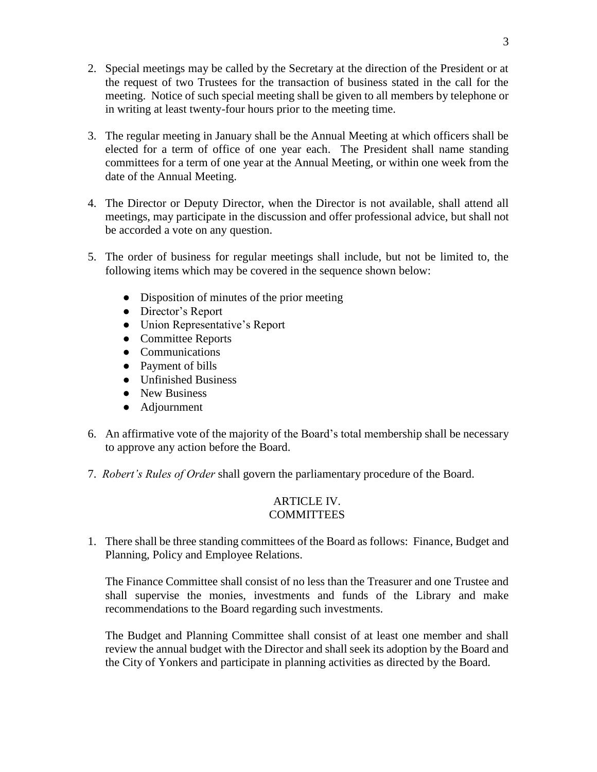2. Special meetings may be called by the Secretary at the direction of the President or at the request of two Trustees for the transaction of business stated in the call for the meeting. Notice of such special meeting shall be given to all members by telephone or in writing at least twenty-four hours prior to the meeting time.

3. The regular meeting in January shall be the Annual Meeting at which officers shall be elected for a term of office of one year each. The President shall name standing committees for a term of one year at the Annual Meeting, or within one week from the date of the Annual Meeting.

4. The Director or Deputy Director, when the Director is not available, shall attend all meetings, may participate in the discussion and offer professional advice, but shall not be accorded a vote on any question.

5. The order of business for regular meetings shall include, but not be limited to, the following items which may be covered in the sequence shown below:

   - Disposition of minutes of the prior meeting
   - Director's Report
   - Union Representative's Report
   - Committee Reports
   - Communications
   - Payment of bills
   - Unfinished Business
   - New Business
   - Adjournment

6. An affirmative vote of the majority of the Board's total membership shall be necessary to approve any action before the Board.

7. *Robert's Rules of Order* shall govern the parliamentary procedure of the Board.

## ARTICLE IV. COMMITTEES

1. There shall be three standing committees of the Board as follows: Finance, Budget and Planning, Policy and Employee Relations.

   The Finance Committee shall consist of no less than the Treasurer and one Trustee and shall supervise the monies, investments and funds of the Library and make recommendations to the Board regarding such investments.

   The Budget and Planning Committee shall consist of at least one member and shall review the annual budget with the Director and shall seek its adoption by the Board and the City of Yonkers and participate in planning activities as directed by the Board.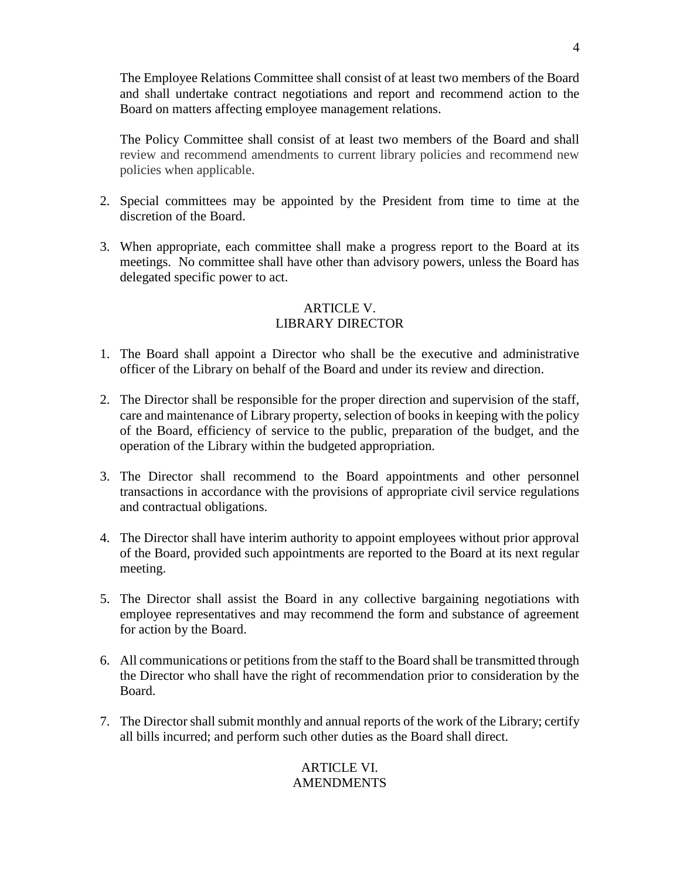The Employee Relations Committee shall consist of at least two members of the Board and shall undertake contract negotiations and report and recommend action to the Board on matters affecting employee management relations.

The Policy Committee shall consist of at least two members of the Board and shall review and recommend amendments to current library policies and recommend new policies when applicable.

2. Special committees may be appointed by the President from time to time at the discretion of the Board.

3. When appropriate, each committee shall make a progress report to the Board at its meetings. No committee shall have other than advisory powers, unless the Board has delegated specific power to act.

## ARTICLE V.
## LIBRARY DIRECTOR

1. The Board shall appoint a Director who shall be the executive and administrative officer of the Library on behalf of the Board and under its review and direction.

2. The Director shall be responsible for the proper direction and supervision of the staff, care and maintenance of Library property, selection of books in keeping with the policy of the Board, efficiency of service to the public, preparation of the budget, and the operation of the Library within the budgeted appropriation.

3. The Director shall recommend to the Board appointments and other personnel transactions in accordance with the provisions of appropriate civil service regulations and contractual obligations.

4. The Director shall have interim authority to appoint employees without prior approval of the Board, provided such appointments are reported to the Board at its next regular meeting.

5. The Director shall assist the Board in any collective bargaining negotiations with employee representatives and may recommend the form and substance of agreement for action by the Board.

6. All communications or petitions from the staff to the Board shall be transmitted through the Director who shall have the right of recommendation prior to consideration by the Board.

7. The Director shall submit monthly and annual reports of the work of the Library; certify all bills incurred; and perform such other duties as the Board shall direct.

## ARTICLE VI.
## AMENDMENTS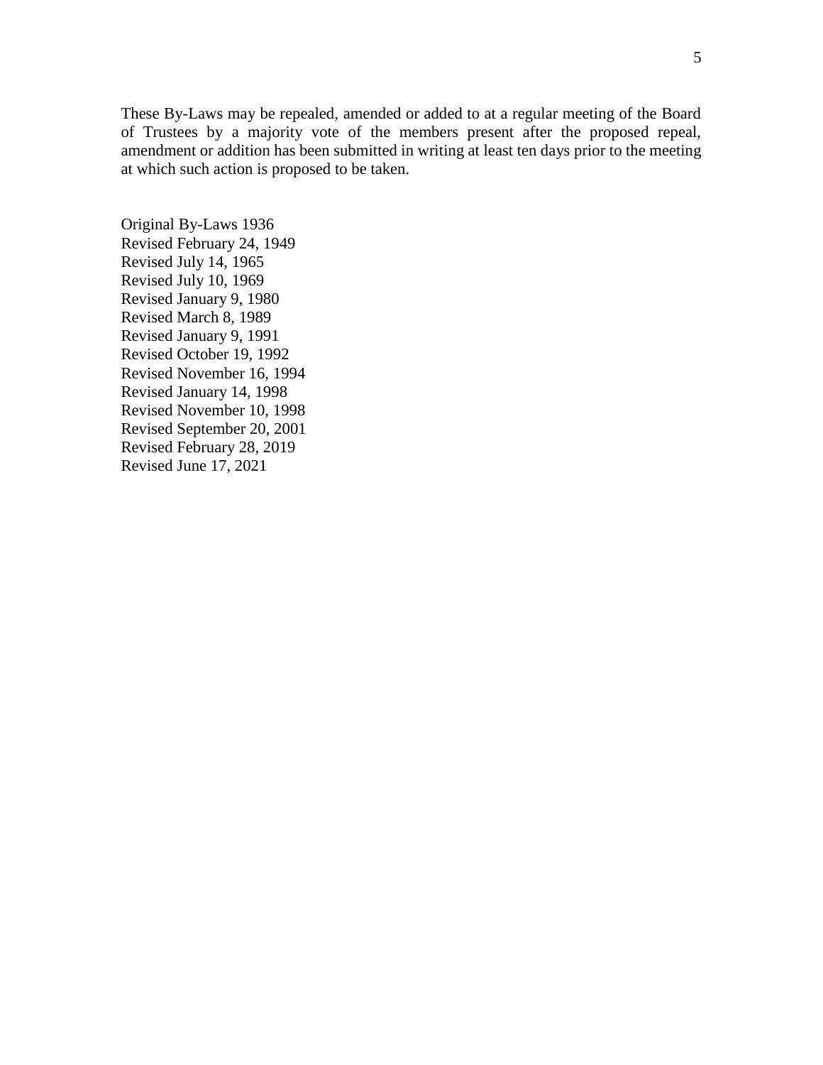These By-Laws may be repealed, amended or added to at a regular meeting of the Board of Trustees by a majority vote of the members present after the proposed repeal, amendment or addition has been submitted in writing at least ten days prior to the meeting at which such action is proposed to be taken.

Original By-Laws 1936  
Revised February 24, 1949  
Revised July 14, 1965  
Revised July 10, 1969  
Revised January 9, 1980  
Revised March 8, 1989  
Revised January 9, 1991  
Revised October 19, 1992  
Revised November 16, 1994  
Revised January 14, 1998  
Revised November 10, 1998  
Revised September 20, 2001  
Revised February 28, 2019  
Revised June 17, 2021